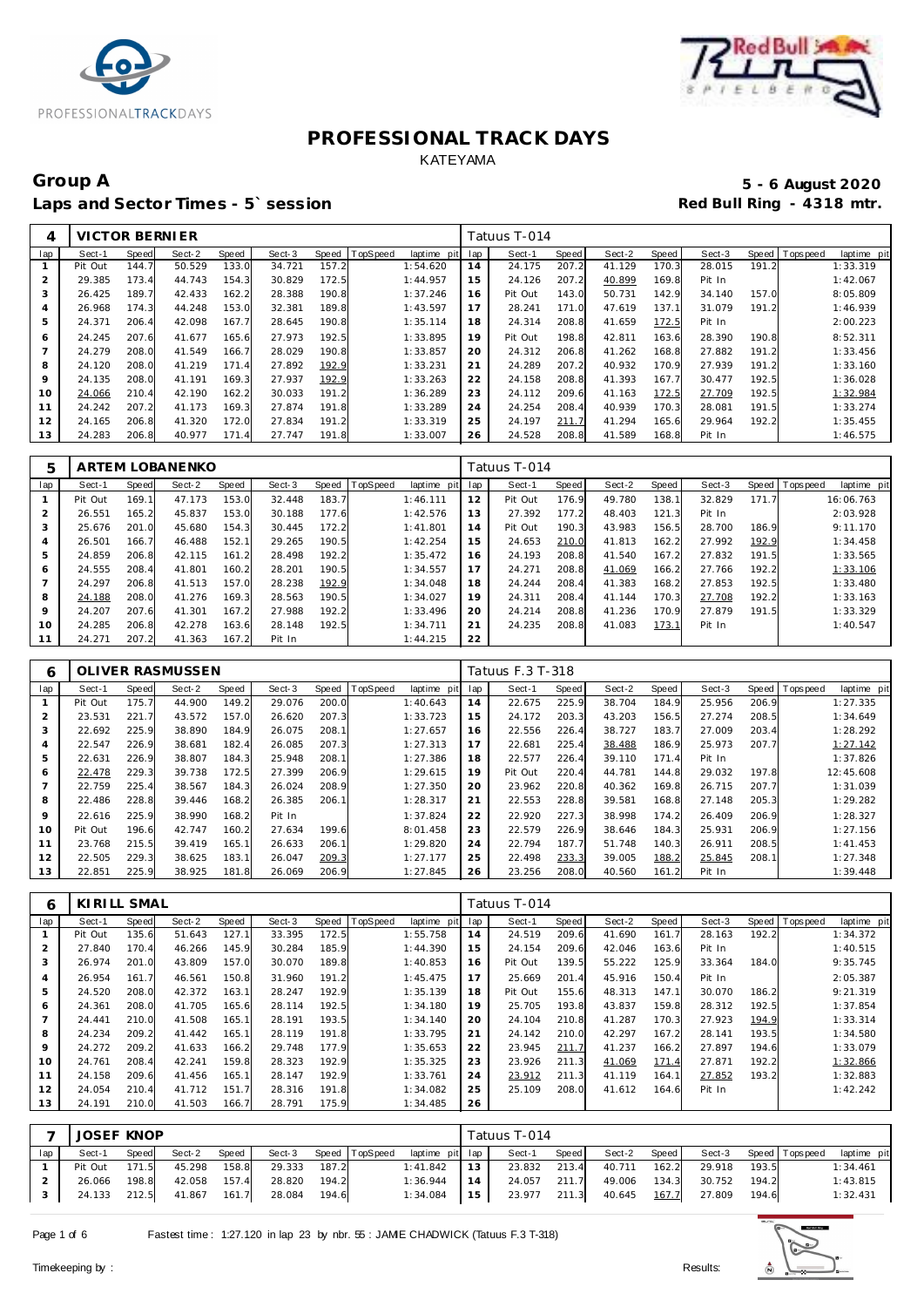# PROFESSIONAL TRACK DAYS

KATEYAMA

## Group A

**5 - 6 August 2020**

**Laps and Sector Times - 5` session**

**Red Bull Ring - 4318 mtr.**

| 4 | VICTOR BERNIER | | | | | | | | Tatuus T-014 | | | | | | | | |
|---|---|---|---|---|---|---|---|---|---|---|---|---|---|---|---|---|---|
| lap | Sect-1 | Speed | Sect-2 | Speed | Sect-3 | Speed | TopSpeed | laptime pit | lap | Sect-1 | Speed | Sect-2 | Speed | Sect-3 | Speed | Topspeed | laptime pit |
| 1 | Pit Out | 144.7 | 50.529 | 133.0 | 34.721 | 157.2 | | 1:54.620 | 14 | 24.175 | 207.2 | 41.129 | 170.3 | 28.015 | 191.2 | | 1:33.319 |
| 2 | 29.385 | 173.4 | 44.743 | 154.3 | 30.829 | 172.5 | | 1:44.957 | 15 | 24.126 | 207.2 | 40.899 | 169.8 | Pit In | | | 1:42.067 |
| 3 | 26.425 | 189.7 | 42.433 | 162.2 | 28.388 | 190.8 | | 1:37.246 | 16 | Pit Out | 143.0 | 50.731 | 142.9 | 34.140 | 157.0 | | 8:05.809 |
| 4 | 26.968 | 174.3 | 44.248 | 153.0 | 32.381 | 189.8 | | 1:43.597 | 17 | 28.241 | 171.0 | 47.619 | 137.1 | 31.079 | 191.2 | | 1:46.939 |
| 5 | 24.371 | 206.4 | 42.098 | 167.7 | 28.645 | 190.8 | | 1:35.114 | 18 | 24.314 | 208.8 | 41.659 | 172.5 | Pit In | | | 2:00.223 |
| 6 | 24.245 | 207.6 | 41.677 | 165.6 | 27.973 | 192.5 | | 1:33.895 | 19 | Pit Out | 198.8 | 42.811 | 163.6 | 28.390 | 190.8 | | 8:52.311 |
| 7 | 24.279 | 208.0 | 41.549 | 166.7 | 28.029 | 190.8 | | 1:33.857 | 20 | 24.312 | 206.8 | 41.262 | 168.8 | 27.882 | 191.2 | | 1:33.456 |
| 8 | 24.120 | 208.0 | 41.219 | 171.4 | 27.892 | 192.9 | | 1:33.231 | 21 | 24.289 | 207.2 | 40.932 | 170.9 | 27.939 | 191.2 | | 1:33.160 |
| 9 | 24.135 | 208.0 | 41.191 | 169.3 | 27.937 | 192.9 | | 1:33.263 | 22 | 24.158 | 208.8 | 41.393 | 167.7 | 30.477 | 192.5 | | 1:36.028 |
| 10 | 24.066 | 210.4 | 42.190 | 162.2 | 30.033 | 191.2 | | 1:36.289 | 23 | 24.112 | 209.6 | 41.163 | 172.5 | 27.709 | 192.5 | | 1:32.984 |
| 11 | 24.242 | 207.2 | 41.173 | 169.3 | 27.874 | 191.8 | | 1:33.289 | 24 | 24.254 | 208.4 | 40.939 | 170.3 | 28.081 | 191.5 | | 1:33.274 |
| 12 | 24.165 | 206.8 | 41.320 | 172.0 | 27.834 | 191.2 | | 1:33.319 | 25 | 24.197 | 211.7 | 41.294 | 165.6 | 29.964 | 192.2 | | 1:35.455 |
| 13 | 24.283 | 206.8 | 40.977 | 171.4 | 27.747 | 191.8 | | 1:33.007 | 26 | 24.528 | 208.8 | 41.589 | 168.8 | Pit In | | | 1:46.575 |

| 5 | ARTEM LOBANENKO | | | | | | | | Tatuus T-014 | | | | | | | | |
|---|---|---|---|---|---|---|---|---|---|---|---|---|---|---|---|---|---|
| lap | Sect-1 | Speed | Sect-2 | Speed | Sect-3 | Speed | TopSpeed | laptime pit | lap | Sect-1 | Speed | Sect-2 | Speed | Sect-3 | Speed | Topspeed | laptime pit |
| 1 | Pit Out | 169.1 | 47.173 | 153.0 | 32.448 | 183.7 | | 1:46.111 | 12 | Pit Out | 176.9 | 49.780 | 138.1 | 32.829 | 171.7 | | 16:06.763 |
| 2 | 26.551 | 165.2 | 45.837 | 153.0 | 30.188 | 177.6 | | 1:42.576 | 13 | 27.392 | 177.2 | 48.403 | 121.3 | Pit In | | | 2:03.928 |
| 3 | 25.676 | 201.0 | 45.680 | 154.3 | 30.445 | 172.2 | | 1:41.801 | 14 | Pit Out | 190.3 | 43.983 | 156.5 | 28.700 | 186.9 | | 9:11.170 |
| 4 | 26.501 | 166.7 | 46.488 | 152.1 | 29.265 | 190.5 | | 1:42.254 | 15 | 24.653 | 210.0 | 41.813 | 162.2 | 27.992 | 192.9 | | 1:34.458 |
| 5 | 24.859 | 206.8 | 42.115 | 161.2 | 28.498 | 192.2 | | 1:35.472 | 16 | 24.193 | 208.8 | 41.540 | 167.2 | 27.832 | 191.5 | | 1:33.565 |
| 6 | 24.555 | 208.4 | 41.801 | 160.2 | 28.201 | 190.5 | | 1:34.557 | 17 | 24.271 | 208.8 | 41.069 | 166.2 | 27.766 | 192.2 | | 1:33.106 |
| 7 | 24.297 | 206.8 | 41.513 | 157.0 | 28.238 | 192.9 | | 1:34.048 | 18 | 24.244 | 208.4 | 41.383 | 168.2 | 27.853 | 192.5 | | 1:33.480 |
| 8 | 24.188 | 208.0 | 41.276 | 169.3 | 28.563 | 190.5 | | 1:34.027 | 19 | 24.311 | 208.4 | 41.144 | 170.3 | 27.708 | 192.2 | | 1:33.163 |
| 9 | 24.207 | 207.6 | 41.301 | 167.2 | 27.988 | 192.2 | | 1:33.496 | 20 | 24.214 | 208.8 | 41.236 | 170.9 | 27.879 | 191.5 | | 1:33.329 |
| 10 | 24.285 | 206.8 | 42.278 | 163.6 | 28.148 | 192.5 | | 1:34.711 | 21 | 24.235 | 208.8 | 41.083 | 173.1 | Pit In | | | 1:40.547 |
| 11 | 24.271 | 207.2 | 41.363 | 167.2 | Pit In | | | 1:44.215 | 22 | | | | | | | | |

| 6 | OLIVER RASMUSSEN | | | | | | | | Tatuus F.3 T-318 | | | | | | | | |
|---|---|---|---|---|---|---|---|---|---|---|---|---|---|---|---|---|---|
| lap | Sect-1 | Speed | Sect-2 | Speed | Sect-3 | Speed | TopSpeed | laptime pit | lap | Sect-1 | Speed | Sect-2 | Speed | Sect-3 | Speed | Topspeed | laptime pit |
| 1 | Pit Out | 175.7 | 44.900 | 149.2 | 29.076 | 200.0 | | 1:40.643 | 14 | 22.675 | 225.9 | 38.704 | 184.9 | 25.956 | 206.9 | | 1:27.335 |
| 2 | 23.531 | 221.7 | 43.572 | 157.0 | 26.620 | 207.3 | | 1:33.723 | 15 | 24.172 | 203.3 | 43.203 | 156.5 | 27.274 | 208.5 | | 1:34.649 |
| 3 | 22.692 | 225.9 | 38.890 | 184.9 | 26.075 | 208.1 | | 1:27.657 | 16 | 22.556 | 226.4 | 38.727 | 183.7 | 27.009 | 203.4 | | 1:28.292 |
| 4 | 22.547 | 226.9 | 38.681 | 182.4 | 26.085 | 207.3 | | 1:27.313 | 17 | 22.681 | 225.4 | 38.488 | 186.9 | 25.973 | 207.7 | | 1:27.142 |
| 5 | 22.631 | 226.9 | 38.807 | 184.3 | 25.948 | 208.1 | | 1:27.386 | 18 | 22.577 | 226.4 | 39.110 | 171.4 | Pit In | | | 1:37.826 |
| 6 | 22.478 | 229.3 | 39.738 | 172.5 | 27.399 | 206.9 | | 1:29.615 | 19 | Pit Out | 220.4 | 44.781 | 144.8 | 29.032 | 197.8 | | 12:45.608 |
| 7 | 22.759 | 225.4 | 38.567 | 184.3 | 26.024 | 208.9 | | 1:27.350 | 20 | 23.962 | 220.8 | 40.362 | 169.8 | 26.715 | 207.7 | | 1:31.039 |
| 8 | 22.486 | 228.8 | 39.446 | 168.2 | 26.385 | 206.1 | | 1:28.317 | 21 | 22.553 | 228.8 | 39.581 | 168.8 | 27.148 | 205.3 | | 1:29.282 |
| 9 | 22.616 | 225.9 | 38.990 | 168.2 | Pit In | | | 1:37.824 | 22 | 22.920 | 227.3 | 38.998 | 174.2 | 26.409 | 206.9 | | 1:28.327 |
| 10 | Pit Out | 196.6 | 42.747 | 160.2 | 27.634 | 199.6 | | 8:01.458 | 23 | 22.579 | 226.9 | 38.646 | 184.3 | 25.931 | 206.9 | | 1:27.156 |
| 11 | 23.768 | 215.5 | 39.419 | 165.1 | 26.633 | 206.1 | | 1:29.820 | 24 | 22.794 | 187.7 | 51.748 | 140.3 | 26.911 | 208.5 | | 1:41.453 |
| 12 | 22.505 | 229.3 | 38.625 | 183.1 | 26.047 | 209.3 | | 1:27.177 | 25 | 22.498 | 233.3 | 39.005 | 188.2 | 25.845 | 208.1 | | 1:27.348 |
| 13 | 22.851 | 225.9 | 38.925 | 181.8 | 26.069 | 206.9 | | 1:27.845 | 26 | 23.256 | 208.0 | 40.560 | 161.2 | Pit In | | | 1:39.448 |

| 6 | KIRILL SMAL | | | | | | | | Tatuus T-014 | | | | | | | | |
|---|---|---|---|---|---|---|---|---|---|---|---|---|---|---|---|---|---|
| lap | Sect-1 | Speed | Sect-2 | Speed | Sect-3 | Speed | TopSpeed | laptime pit | lap | Sect-1 | Speed | Sect-2 | Speed | Sect-3 | Speed | Topspeed | laptime pit |
| 1 | Pit Out | 135.6 | 51.643 | 127.1 | 33.395 | 172.5 | | 1:55.758 | 14 | 24.519 | 209.6 | 41.690 | 161.7 | 28.163 | 192.2 | | 1:34.372 |
| 2 | 27.840 | 170.4 | 46.266 | 145.9 | 30.284 | 185.9 | | 1:44.390 | 15 | 24.154 | 209.6 | 42.046 | 163.6 | Pit In | | | 1:40.515 |
| 3 | 26.974 | 201.0 | 43.809 | 157.0 | 30.070 | 189.8 | | 1:40.853 | 16 | Pit Out | 139.5 | 55.222 | 125.9 | 33.364 | 184.0 | | 9:35.745 |
| 4 | 26.954 | 161.7 | 46.561 | 150.8 | 31.960 | 191.2 | | 1:45.475 | 17 | 25.669 | 201.4 | 45.916 | 150.4 | Pit In | | | 2:05.387 |
| 5 | 24.520 | 208.0 | 42.372 | 163.1 | 28.247 | 192.9 | | 1:35.139 | 18 | Pit Out | 155.6 | 48.313 | 147.1 | 30.070 | 186.2 | | 9:21.319 |
| 6 | 24.361 | 208.0 | 41.705 | 165.6 | 28.114 | 192.5 | | 1:34.180 | 19 | 25.705 | 193.8 | 43.837 | 159.8 | 28.312 | 192.5 | | 1:37.854 |
| 7 | 24.441 | 210.0 | 41.508 | 165.1 | 28.191 | 193.5 | | 1:34.140 | 20 | 24.104 | 210.8 | 41.287 | 170.3 | 27.923 | 194.9 | | 1:33.314 |
| 8 | 24.234 | 209.2 | 41.442 | 165.1 | 28.119 | 191.8 | | 1:33.795 | 21 | 24.142 | 210.0 | 42.297 | 167.2 | 28.141 | 193.5 | | 1:34.580 |
| 9 | 24.272 | 209.2 | 41.633 | 166.2 | 29.748 | 177.9 | | 1:35.653 | 22 | 23.945 | 211.7 | 41.237 | 166.2 | 27.897 | 194.6 | | 1:33.079 |
| 10 | 24.761 | 208.4 | 42.241 | 159.8 | 28.323 | 192.9 | | 1:35.325 | 23 | 23.926 | 211.3 | 41.069 | 171.4 | 27.871 | 192.2 | | 1:32.866 |
| 11 | 24.158 | 209.6 | 41.456 | 165.1 | 28.147 | 192.9 | | 1:33.761 | 24 | 23.912 | 211.3 | 41.119 | 164.1 | 27.852 | 193.2 | | 1:32.883 |
| 12 | 24.054 | 210.4 | 41.712 | 151.7 | 28.316 | 191.8 | | 1:34.082 | 25 | 25.109 | 208.0 | 41.612 | 164.6 | Pit In | | | 1:42.242 |
| 13 | 24.191 | 210.0 | 41.503 | 166.7 | 28.791 | 175.9 | | 1:34.485 | 26 | | | | | | | | |

| 7 | JOSEF KNOP | | | | | | | | Tatuus T-014 | | | | | | | | |
|---|---|---|---|---|---|---|---|---|---|---|---|---|---|---|---|---|---|
| lap | Sect-1 | Speed | Sect-2 | Speed | Sect-3 | Speed | TopSpeed | laptime pit | lap | Sect-1 | Speed | Sect-2 | Speed | Sect-3 | Speed | Topspeed | laptime pit |
| 1 | Pit Out | 171.5 | 45.298 | 158.8 | 29.333 | 187.2 | | 1:41.842 | 13 | 23.832 | 213.4 | 40.711 | 162.2 | 29.918 | 193.5 | | 1:34.461 |
| 2 | 26.066 | 198.8 | 42.058 | 157.4 | 28.820 | 194.2 | | 1:36.944 | 14 | 24.057 | 211.7 | 49.006 | 134.3 | 30.752 | 194.2 | | 1:43.815 |
| 3 | 24.133 | 212.5 | 41.867 | 161.7 | 28.084 | 194.6 | | 1:34.084 | 15 | 23.977 | 211.3 | 40.645 | 167.7 | 27.809 | 194.6 | | 1:32.431 |

Fastest time : 1:27.120 in lap 23 by nbr. 55 : JAMIE CHADWICK (Tatuus F.3 T-318)

Timekeeping by : Results: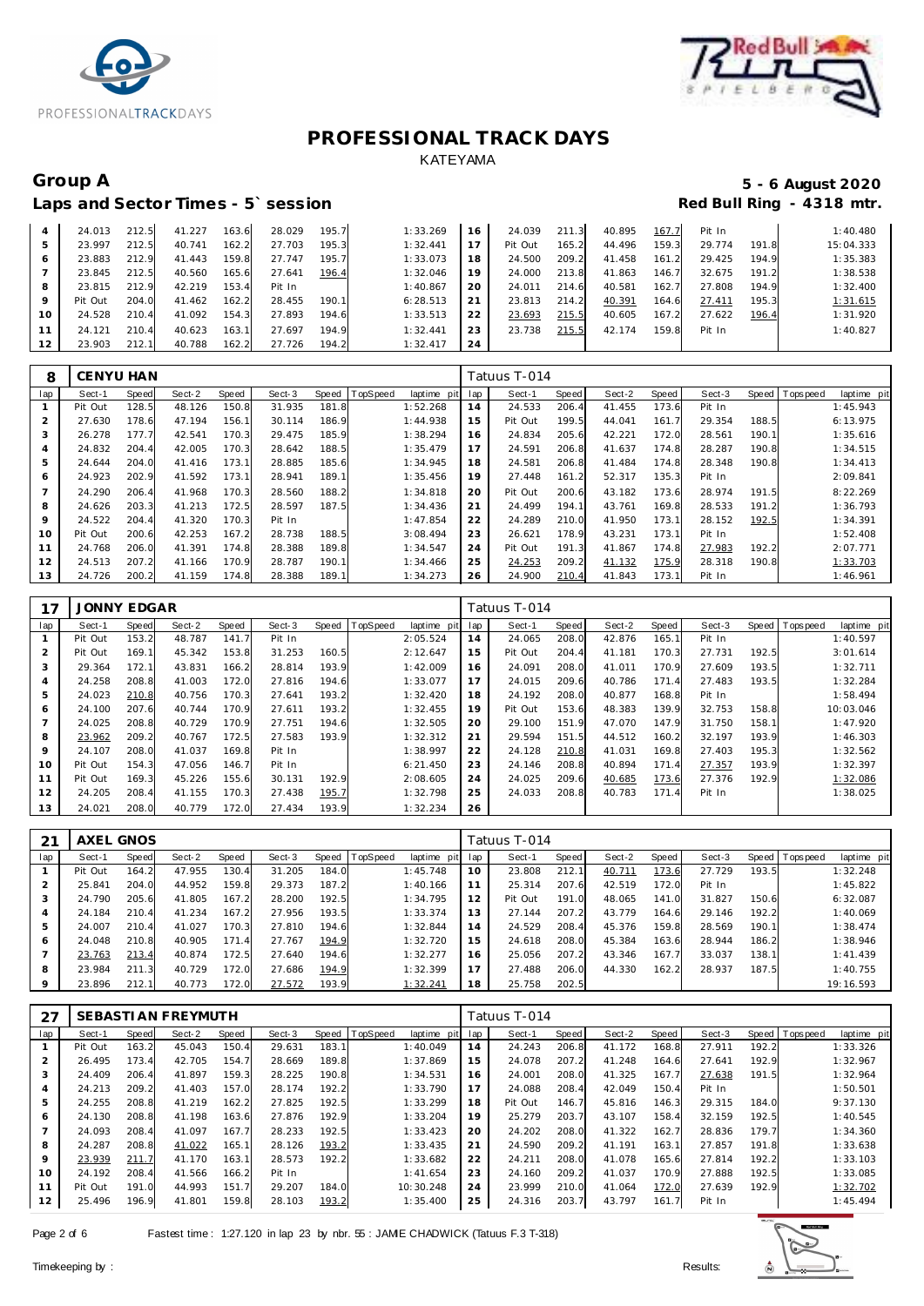# PROFESSIONAL TRACK DAYS

KATEYAMA

## Group A

**5 - 6 August 2020**

### Laps and Sector Times - 5` session

**Red Bull Ring - 4318 mtr.**

| lap | Sect-1 | Speed | Sect-2 | Speed | Sect-3 | Speed | TopSpeed | laptime pit | lap | Sect-1 | Speed | Sect-2 | Speed | Sect-3 | Speed | Topspeed | laptime pit |
|---|---|---|---|---|---|---|---|---|---|---|---|---|---|---|---|---|---|
| 4 | 24.013 | 212.5 | 41.227 | 163.6 | 28.029 | 195.7 | | 1:33.269 | 16 | 24.039 | 211.3 | 40.895 | 167.7 | Pit In | | | 1:40.480 |
| 5 | 23.997 | 212.5 | 40.741 | 162.2 | 27.703 | 195.3 | | 1:32.441 | 17 | Pit Out | 165.2 | 44.496 | 159.3 | 29.774 | 191.8 | | 15:04.333 |
| 6 | 23.883 | 212.9 | 41.443 | 159.8 | 27.747 | 195.7 | | 1:33.073 | 18 | 24.500 | 209.2 | 41.458 | 161.2 | 29.425 | 194.9 | | 1:35.383 |
| 7 | 23.845 | 212.5 | 40.560 | 165.6 | 27.641 | 196.4 | | 1:32.046 | 19 | 24.000 | 213.8 | 41.863 | 146.7 | 32.675 | 191.2 | | 1:38.538 |
| 8 | 23.815 | 212.9 | 42.219 | 153.4 | Pit In | | | 1:40.867 | 20 | 24.011 | 214.6 | 40.581 | 162.7 | 27.808 | 194.9 | | 1:32.400 |
| 9 | Pit Out | 204.0 | 41.462 | 162.2 | 28.455 | 190.1 | | 6:28.513 | 21 | 23.813 | 214.2 | 40.391 | 164.6 | 27.411 | 195.3 | | 1:31.615 |
| 10 | 24.528 | 210.4 | 41.092 | 154.3 | 27.893 | 194.6 | | 1:33.513 | 22 | 23.693 | 215.5 | 40.605 | 167.2 | 27.622 | 196.4 | | 1:31.920 |
| 11 | 24.121 | 210.4 | 40.623 | 163.1 | 27.697 | 194.9 | | 1:32.441 | 23 | 23.738 | 215.5 | 42.174 | 159.8 | Pit In | | | 1:40.827 |
| 12 | 23.903 | 212.1 | 40.788 | 162.2 | 27.726 | 194.2 | | 1:32.417 | 24 | | | | | | | | |

**8 CENYU HAN** — Tatuus T-014

| lap | Sect-1 | Speed | Sect-2 | Speed | Sect-3 | Speed | TopSpeed | laptime pit | lap | Sect-1 | Speed | Sect-2 | Speed | Sect-3 | Speed | Topspeed | laptime pit |
|---|---|---|---|---|---|---|---|---|---|---|---|---|---|---|---|---|---|
| 1 | Pit Out | 128.5 | 48.126 | 150.8 | 31.935 | 181.8 | | 1:52.268 | 14 | 24.533 | 206.4 | 41.455 | 173.6 | Pit In | | | 1:45.943 |
| 2 | 27.630 | 178.6 | 47.194 | 156.1 | 30.114 | 186.9 | | 1:44.938 | 15 | Pit Out | 199.5 | 44.041 | 161.7 | 29.354 | 188.5 | | 6:13.975 |
| 3 | 26.278 | 177.7 | 42.541 | 170.3 | 29.475 | 185.9 | | 1:38.294 | 16 | 24.834 | 205.6 | 42.221 | 172.0 | 28.561 | 190.1 | | 1:35.616 |
| 4 | 24.832 | 204.4 | 42.005 | 170.3 | 28.642 | 188.5 | | 1:35.479 | 17 | 24.591 | 206.8 | 41.637 | 174.8 | 28.287 | 190.8 | | 1:34.515 |
| 5 | 24.644 | 204.0 | 41.416 | 173.1 | 28.885 | 185.6 | | 1:34.945 | 18 | 24.581 | 206.8 | 41.484 | 174.8 | 28.348 | 190.8 | | 1:34.413 |
| 6 | 24.923 | 202.9 | 41.592 | 173.1 | 28.941 | 189.1 | | 1:35.456 | 19 | 27.448 | 161.2 | 52.317 | 135.3 | Pit In | | | 2:09.841 |
| 7 | 24.290 | 206.4 | 41.968 | 170.3 | 28.560 | 188.2 | | 1:34.818 | 20 | Pit Out | 200.6 | 43.182 | 173.6 | 28.974 | 191.5 | | 8:22.269 |
| 8 | 24.626 | 203.3 | 41.213 | 172.5 | 28.597 | 187.5 | | 1:34.436 | 21 | 24.499 | 194.1 | 43.761 | 169.8 | 28.533 | 191.2 | | 1:36.793 |
| 9 | 24.522 | 204.4 | 41.320 | 170.3 | Pit In | | | 1:47.854 | 22 | 24.289 | 210.0 | 41.950 | 173.1 | 28.152 | 192.5 | | 1:34.391 |
| 10 | Pit Out | 200.6 | 42.253 | 167.2 | 28.738 | 188.5 | | 3:08.494 | 23 | 26.621 | 178.9 | 43.231 | 173.1 | Pit In | | | 1:52.408 |
| 11 | 24.768 | 206.0 | 41.391 | 174.8 | 28.388 | 189.8 | | 1:34.547 | 24 | Pit Out | 191.3 | 41.867 | 174.8 | 27.983 | 192.2 | | 2:07.771 |
| 12 | 24.513 | 207.2 | 41.166 | 170.9 | 28.787 | 190.1 | | 1:34.466 | 25 | 24.253 | 209.2 | 41.132 | 175.9 | 28.318 | 190.8 | | 1:33.703 |
| 13 | 24.726 | 200.2 | 41.159 | 174.8 | 28.388 | 189.1 | | 1:34.273 | 26 | 24.900 | 210.4 | 41.843 | 173.1 | Pit In | | | 1:46.961 |

**17 JONNY EDGAR** — Tatuus T-014

| lap | Sect-1 | Speed | Sect-2 | Speed | Sect-3 | Speed | TopSpeed | laptime pit | lap | Sect-1 | Speed | Sect-2 | Speed | Sect-3 | Speed | Topspeed | laptime pit |
|---|---|---|---|---|---|---|---|---|---|---|---|---|---|---|---|---|---|
| 1 | Pit Out | 153.2 | 48.787 | 141.7 | Pit In | | | 2:05.524 | 14 | 24.065 | 208.0 | 42.876 | 165.1 | Pit In | | | 1:40.597 |
| 2 | Pit Out | 169.1 | 45.342 | 153.8 | 31.253 | 160.5 | | 2:12.647 | 15 | Pit Out | 204.4 | 41.181 | 170.3 | 27.731 | 192.5 | | 3:01.614 |
| 3 | 29.364 | 172.1 | 43.831 | 166.2 | 28.814 | 193.9 | | 1:42.009 | 16 | 24.091 | 208.0 | 41.011 | 170.9 | 27.609 | 193.5 | | 1:32.711 |
| 4 | 24.258 | 208.8 | 41.003 | 172.0 | 27.816 | 194.6 | | 1:33.077 | 17 | 24.015 | 209.6 | 40.786 | 171.4 | 27.483 | 193.5 | | 1:32.284 |
| 5 | 24.023 | 210.8 | 40.756 | 170.3 | 27.641 | 193.2 | | 1:32.420 | 18 | 24.192 | 208.0 | 40.877 | 168.8 | Pit In | | | 1:58.494 |
| 6 | 24.100 | 207.6 | 40.744 | 170.9 | 27.611 | 193.2 | | 1:32.455 | 19 | Pit Out | 153.6 | 48.383 | 139.9 | 32.753 | 158.8 | | 10:03.046 |
| 7 | 24.025 | 208.8 | 40.729 | 170.9 | 27.751 | 194.6 | | 1:32.505 | 20 | 29.100 | 151.9 | 47.070 | 147.9 | 31.750 | 158.1 | | 1:47.920 |
| 8 | 23.962 | 209.2 | 40.767 | 172.5 | 27.583 | 193.9 | | 1:32.312 | 21 | 29.594 | 151.5 | 44.512 | 160.2 | 32.197 | 193.9 | | 1:46.303 |
| 9 | 24.107 | 208.0 | 41.037 | 169.8 | Pit In | | | 1:38.997 | 22 | 24.128 | 210.8 | 41.031 | 169.8 | 27.403 | 195.3 | | 1:32.562 |
| 10 | Pit Out | 154.3 | 47.056 | 146.7 | Pit In | | | 6:21.450 | 23 | 24.146 | 208.8 | 40.894 | 171.4 | 27.357 | 193.9 | | 1:32.397 |
| 11 | Pit Out | 169.3 | 45.226 | 155.6 | 30.131 | 192.9 | | 2:08.605 | 24 | 24.025 | 209.6 | 40.685 | 173.6 | 27.376 | 192.9 | | 1:32.086 |
| 12 | 24.205 | 208.4 | 41.155 | 170.3 | 27.438 | 195.7 | | 1:32.798 | 25 | 24.033 | 208.8 | 40.783 | 171.4 | Pit In | | | 1:38.025 |
| 13 | 24.021 | 208.0 | 40.779 | 172.0 | 27.434 | 193.9 | | 1:32.234 | 26 | | | | | | | | |

**21 AXEL GNOS** — Tatuus T-014

| lap | Sect-1 | Speed | Sect-2 | Speed | Sect-3 | Speed | TopSpeed | laptime pit | lap | Sect-1 | Speed | Sect-2 | Speed | Sect-3 | Speed | Topspeed | laptime pit |
|---|---|---|---|---|---|---|---|---|---|---|---|---|---|---|---|---|---|
| 1 | Pit Out | 164.2 | 47.955 | 130.4 | 31.205 | 184.0 | | 1:45.748 | 10 | 23.808 | 212.1 | 40.711 | 173.6 | 27.729 | 193.5 | | 1:32.248 |
| 2 | 25.841 | 204.0 | 44.952 | 159.8 | 29.373 | 187.2 | | 1:40.166 | 11 | 25.314 | 207.6 | 42.519 | 172.0 | Pit In | | | 1:45.822 |
| 3 | 24.790 | 205.6 | 41.805 | 167.2 | 28.200 | 192.5 | | 1:34.795 | 12 | Pit Out | 191.0 | 48.065 | 141.0 | 31.827 | 150.6 | | 6:32.087 |
| 4 | 24.184 | 210.4 | 41.234 | 167.2 | 27.956 | 193.5 | | 1:33.374 | 13 | 27.144 | 207.2 | 43.779 | 164.6 | 29.146 | 192.2 | | 1:40.069 |
| 5 | 24.007 | 210.4 | 41.027 | 170.3 | 27.810 | 194.6 | | 1:32.844 | 14 | 24.529 | 208.4 | 45.376 | 159.8 | 28.569 | 190.1 | | 1:38.474 |
| 6 | 24.048 | 210.8 | 40.905 | 171.4 | 27.767 | 194.9 | | 1:32.720 | 15 | 24.618 | 208.0 | 45.384 | 163.6 | 28.944 | 186.2 | | 1:38.946 |
| 7 | 23.763 | 213.4 | 40.874 | 172.5 | 27.640 | 194.6 | | 1:32.277 | 16 | 25.056 | 207.2 | 43.346 | 167.7 | 33.037 | 138.1 | | 1:41.439 |
| 8 | 23.984 | 211.3 | 40.729 | 172.0 | 27.686 | 194.9 | | 1:32.399 | 17 | 27.488 | 206.0 | 44.330 | 162.2 | 28.937 | 187.5 | | 1:40.755 |
| 9 | 23.896 | 212.1 | 40.773 | 172.0 | 27.572 | 193.9 | | 1:32.241 | 18 | 25.758 | 202.5 | | | | | | 19:16.593 |

**27 SEBASTIAN FREYMUTH** — Tatuus T-014

| lap | Sect-1 | Speed | Sect-2 | Speed | Sect-3 | Speed | TopSpeed | laptime pit | lap | Sect-1 | Speed | Sect-2 | Speed | Sect-3 | Speed | Topspeed | laptime pit |
|---|---|---|---|---|---|---|---|---|---|---|---|---|---|---|---|---|---|
| 1 | Pit Out | 163.2 | 45.043 | 150.4 | 29.631 | 183.1 | | 1:40.049 | 14 | 24.243 | 206.8 | 41.172 | 168.8 | 27.911 | 192.2 | | 1:33.326 |
| 2 | 26.495 | 173.4 | 42.705 | 154.7 | 28.669 | 189.8 | | 1:37.869 | 15 | 24.078 | 207.2 | 41.248 | 164.6 | 27.641 | 192.9 | | 1:32.967 |
| 3 | 24.409 | 206.4 | 41.897 | 159.3 | 28.225 | 190.8 | | 1:34.531 | 16 | 24.001 | 208.0 | 41.325 | 167.7 | 27.638 | 191.5 | | 1:32.964 |
| 4 | 24.213 | 209.2 | 41.403 | 157.0 | 28.174 | 192.2 | | 1:33.790 | 17 | 24.088 | 208.4 | 42.049 | 150.4 | Pit In | | | 1:50.501 |
| 5 | 24.255 | 208.8 | 41.219 | 162.2 | 27.825 | 192.5 | | 1:33.299 | 18 | Pit Out | 146.7 | 45.816 | 146.3 | 29.315 | 184.0 | | 9:37.130 |
| 6 | 24.130 | 208.8 | 41.198 | 163.6 | 27.876 | 192.9 | | 1:33.204 | 19 | 25.279 | 203.7 | 43.107 | 158.4 | 32.159 | 192.5 | | 1:40.545 |
| 7 | 24.093 | 208.4 | 41.097 | 167.7 | 28.233 | 192.5 | | 1:33.423 | 20 | 24.202 | 208.0 | 41.322 | 162.7 | 28.836 | 179.7 | | 1:34.360 |
| 8 | 24.287 | 208.8 | 41.022 | 165.1 | 28.126 | 193.2 | | 1:33.435 | 21 | 24.590 | 209.2 | 41.191 | 163.1 | 27.857 | 191.8 | | 1:33.638 |
| 9 | 23.939 | 211.7 | 41.170 | 163.1 | 28.573 | 192.2 | | 1:33.682 | 22 | 24.211 | 208.0 | 41.078 | 165.6 | 27.814 | 192.2 | | 1:33.103 |
| 10 | 24.192 | 208.4 | 41.566 | 166.2 | Pit In | | | 1:41.654 | 23 | 24.160 | 209.2 | 41.037 | 170.9 | 27.888 | 192.5 | | 1:33.085 |
| 11 | Pit Out | 191.0 | 44.993 | 151.7 | 29.207 | 184.0 | | 10:30.248 | 24 | 23.999 | 210.0 | 41.064 | 172.0 | 27.639 | 192.9 | | 1:32.702 |
| 12 | 25.496 | 196.9 | 41.801 | 159.8 | 28.103 | 193.2 | | 1:35.400 | 25 | 24.316 | 203.7 | 43.797 | 161.7 | Pit In | | | 1:45.494 |

Fastest time : 1:27.120 in lap 23 by nbr. 55 : JAMIE CHADWICK (Tatuus F.3 T-318)

Timekeeping by : Results: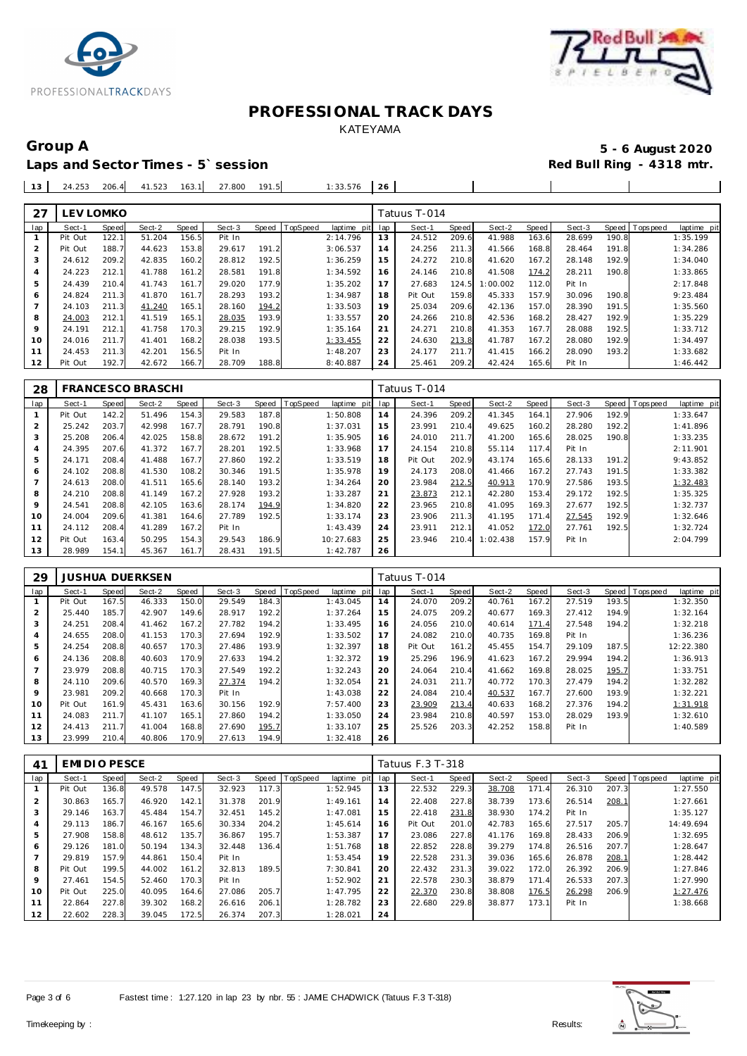# PROFESSIONAL TRACK DAYS

KATEYAMA

**Group A** **5 - 6 August 2020**

**Laps and Sector Times - 5` session** **Red Bull Ring - 4318 mtr.**

| 13 | 24.253 | 206.4 | 41.523 | 163.1 | 27.800 | 191.5 | | 1:33.576 | 26 | | | | | | | | |
|---|---|---|---|---|---|---|---|---|---|---|---|---|---|---|---|---|---|

| 27 | LEV LOMKO | | | | | | | | Tatuus T-014 | | | | | | | | |
|---|---|---|---|---|---|---|---|---|---|---|---|---|---|---|---|---|---|
| lap | Sect-1 | Speed | Sect-2 | Speed | Sect-3 | Speed | TopSpeed | laptime pit | lap | Sect-1 | Speed | Sect-2 | Speed | Sect-3 | Speed | Topspeed | laptime pit |
| 1 | Pit Out | 122.1 | 51.204 | 156.5 | Pit In | | | 2:14.796 | 13 | 24.512 | 209.6 | 41.988 | 163.6 | 28.699 | 190.8 | | 1:35.199 |
| 2 | Pit Out | 188.7 | 44.623 | 153.8 | 29.617 | 191.2 | | 3:06.537 | 14 | 24.256 | 211.3 | 41.566 | 168.8 | 28.464 | 191.8 | | 1:34.286 |
| 3 | 24.612 | 209.2 | 42.835 | 160.2 | 28.812 | 192.5 | | 1:36.259 | 15 | 24.272 | 210.8 | 41.620 | 167.2 | 28.148 | 192.9 | | 1:34.040 |
| 4 | 24.223 | 212.1 | 41.788 | 161.2 | 28.581 | 191.8 | | 1:34.592 | 16 | 24.146 | 210.8 | 41.508 | 174.2 | 28.211 | 190.8 | | 1:33.865 |
| 5 | 24.439 | 210.4 | 41.743 | 161.7 | 29.020 | 177.9 | | 1:35.202 | 17 | 27.683 | 124.5 | 1:00.002 | 112.0 | Pit In | | | 2:17.848 |
| 6 | 24.824 | 211.3 | 41.870 | 161.7 | 28.293 | 193.2 | | 1:34.987 | 18 | Pit Out | 159.8 | 45.333 | 157.9 | 30.096 | 190.8 | | 9:23.484 |
| 7 | 24.103 | 211.3 | 41.240 | 165.1 | 28.160 | 194.2 | | 1:33.503 | 19 | 25.034 | 209.6 | 42.136 | 157.0 | 28.390 | 191.5 | | 1:35.560 |
| 8 | 24.003 | 212.1 | 41.519 | 165.1 | 28.035 | 193.9 | | 1:33.557 | 20 | 24.266 | 210.8 | 42.536 | 168.2 | 28.427 | 192.9 | | 1:35.229 |
| 9 | 24.191 | 212.1 | 41.758 | 170.3 | 29.215 | 192.9 | | 1:35.164 | 21 | 24.271 | 210.8 | 41.353 | 167.7 | 28.088 | 192.5 | | 1:33.712 |
| 10 | 24.016 | 211.7 | 41.401 | 168.2 | 28.038 | 193.5 | | 1:33.455 | 22 | 24.630 | 213.8 | 41.787 | 167.2 | 28.080 | 192.9 | | 1:34.497 |
| 11 | 24.453 | 211.3 | 42.201 | 156.5 | Pit In | | | 1:48.207 | 23 | 24.177 | 211.7 | 41.415 | 166.2 | 28.090 | 193.2 | | 1:33.682 |
| 12 | Pit Out | 192.7 | 42.672 | 166.7 | 28.709 | 188.8 | | 8:40.887 | 24 | 25.461 | 209.2 | 42.424 | 165.6 | Pit In | | | 1:46.442 |

| 28 | FRANCESCO BRASCHI | | | | | | | | Tatuus T-014 | | | | | | | | |
|---|---|---|---|---|---|---|---|---|---|---|---|---|---|---|---|---|---|
| lap | Sect-1 | Speed | Sect-2 | Speed | Sect-3 | Speed | TopSpeed | laptime pit | lap | Sect-1 | Speed | Sect-2 | Speed | Sect-3 | Speed | Topspeed | laptime pit |
| 1 | Pit Out | 142.2 | 51.496 | 154.3 | 29.583 | 187.8 | | 1:50.808 | 14 | 24.396 | 209.2 | 41.345 | 164.1 | 27.906 | 192.9 | | 1:33.647 |
| 2 | 25.242 | 203.7 | 42.998 | 167.7 | 28.791 | 190.8 | | 1:37.031 | 15 | 23.991 | 210.4 | 49.625 | 160.2 | 28.280 | 192.2 | | 1:41.896 |
| 3 | 25.208 | 206.4 | 42.025 | 158.8 | 28.672 | 191.2 | | 1:35.905 | 16 | 24.010 | 211.7 | 41.200 | 165.6 | 28.025 | 190.8 | | 1:33.235 |
| 4 | 24.395 | 207.6 | 41.372 | 167.7 | 28.201 | 192.5 | | 1:33.968 | 17 | 24.154 | 210.8 | 55.114 | 117.4 | Pit In | | | 2:11.901 |
| 5 | 24.171 | 208.4 | 41.488 | 167.7 | 27.860 | 192.2 | | 1:33.519 | 18 | Pit Out | 202.9 | 43.174 | 165.6 | 28.133 | 191.2 | | 9:43.852 |
| 6 | 24.102 | 208.8 | 41.530 | 108.2 | 30.346 | 191.5 | | 1:35.978 | 19 | 24.173 | 208.0 | 41.466 | 167.2 | 27.743 | 191.5 | | 1:33.382 |
| 7 | 24.613 | 208.0 | 41.511 | 165.6 | 28.140 | 193.2 | | 1:34.264 | 20 | 23.984 | 212.5 | 40.913 | 170.9 | 27.586 | 193.5 | | 1:32.483 |
| 8 | 24.210 | 208.8 | 41.149 | 167.2 | 27.928 | 193.2 | | 1:33.287 | 21 | 23.873 | 212.1 | 42.280 | 153.4 | 29.172 | 192.5 | | 1:35.325 |
| 9 | 24.541 | 208.8 | 42.105 | 163.6 | 28.174 | 194.9 | | 1:34.820 | 22 | 23.965 | 210.8 | 41.095 | 169.3 | 27.677 | 192.5 | | 1:32.737 |
| 10 | 24.004 | 209.6 | 41.381 | 164.6 | 27.789 | 192.5 | | 1:33.174 | 23 | 23.906 | 211.3 | 41.195 | 171.4 | 27.545 | 192.9 | | 1:32.646 |
| 11 | 24.112 | 208.4 | 41.289 | 167.2 | Pit In | | | 1:43.439 | 24 | 23.911 | 212.1 | 41.052 | 172.0 | 27.761 | 192.5 | | 1:32.724 |
| 12 | Pit Out | 163.4 | 50.295 | 154.3 | 29.543 | 186.9 | | 10:27.683 | 25 | 23.946 | 210.4 | 1:02.438 | 157.9 | Pit In | | | 2:04.799 |
| 13 | 28.989 | 154.1 | 45.367 | 161.7 | 28.431 | 191.5 | | 1:42.787 | 26 | | | | | | | | |

| 29 | JUSHUA DUERKSEN | | | | | | | | Tatuus T-014 | | | | | | | | |
|---|---|---|---|---|---|---|---|---|---|---|---|---|---|---|---|---|---|
| lap | Sect-1 | Speed | Sect-2 | Speed | Sect-3 | Speed | TopSpeed | laptime pit | lap | Sect-1 | Speed | Sect-2 | Speed | Sect-3 | Speed | Topspeed | laptime pit |
| 1 | Pit Out | 167.5 | 46.333 | 150.0 | 29.549 | 184.3 | | 1:43.045 | 14 | 24.070 | 209.2 | 40.761 | 167.2 | 27.519 | 193.5 | | 1:32.350 |
| 2 | 25.440 | 185.7 | 42.907 | 149.6 | 28.917 | 192.2 | | 1:37.264 | 15 | 24.075 | 209.2 | 40.677 | 169.3 | 27.412 | 194.9 | | 1:32.164 |
| 3 | 24.251 | 208.4 | 41.462 | 167.2 | 27.782 | 194.2 | | 1:33.495 | 16 | 24.056 | 210.0 | 40.614 | 171.4 | 27.548 | 194.2 | | 1:32.218 |
| 4 | 24.655 | 208.0 | 41.153 | 170.3 | 27.694 | 192.9 | | 1:33.502 | 17 | 24.082 | 210.0 | 40.735 | 169.8 | Pit In | | | 1:36.236 |
| 5 | 24.254 | 208.8 | 40.657 | 170.3 | 27.486 | 193.9 | | 1:32.397 | 18 | Pit Out | 161.2 | 45.455 | 154.7 | 29.109 | 187.5 | | 12:22.380 |
| 6 | 24.136 | 208.8 | 40.603 | 170.9 | 27.633 | 194.2 | | 1:32.372 | 19 | 25.296 | 196.9 | 41.623 | 167.2 | 29.994 | 194.2 | | 1:36.913 |
| 7 | 23.979 | 208.8 | 40.715 | 170.3 | 27.549 | 192.2 | | 1:32.243 | 20 | 24.064 | 210.4 | 41.662 | 169.8 | 28.025 | 195.7 | | 1:33.751 |
| 8 | 24.110 | 209.6 | 40.570 | 169.3 | 27.374 | 194.2 | | 1:32.054 | 21 | 24.031 | 211.7 | 40.772 | 170.3 | 27.479 | 194.2 | | 1:32.282 |
| 9 | 23.981 | 209.2 | 40.668 | 170.3 | Pit In | | | 1:43.038 | 22 | 24.084 | 210.4 | 40.537 | 167.7 | 27.600 | 193.9 | | 1:32.221 |
| 10 | Pit Out | 161.9 | 45.431 | 163.6 | 30.156 | 192.9 | | 7:57.400 | 23 | 23.909 | 213.4 | 40.633 | 168.2 | 27.376 | 194.2 | | 1:31.918 |
| 11 | 24.083 | 211.7 | 41.107 | 165.1 | 27.860 | 194.2 | | 1:33.050 | 24 | 23.984 | 210.8 | 40.597 | 153.0 | 28.029 | 193.9 | | 1:32.610 |
| 12 | 24.413 | 211.7 | 41.004 | 168.8 | 27.690 | 195.7 | | 1:33.107 | 25 | 25.526 | 203.3 | 42.252 | 158.8 | Pit In | | | 1:40.589 |
| 13 | 23.999 | 210.4 | 40.806 | 170.9 | 27.613 | 194.9 | | 1:32.418 | 26 | | | | | | | | |

| 41 | EMIDIO PESCE | | | | | | | | Tatuus F.3 T-318 | | | | | | | | |
|---|---|---|---|---|---|---|---|---|---|---|---|---|---|---|---|---|---|
| lap | Sect-1 | Speed | Sect-2 | Speed | Sect-3 | Speed | TopSpeed | laptime pit | lap | Sect-1 | Speed | Sect-2 | Speed | Sect-3 | Speed | Topspeed | laptime pit |
| 1 | Pit Out | 136.8 | 49.578 | 147.5 | 32.923 | 117.3 | | 1:52.945 | 13 | 22.532 | 229.3 | 38.708 | 171.4 | 26.310 | 207.3 | | 1:27.550 |
| 2 | 30.863 | 165.7 | 46.920 | 142.1 | 31.378 | 201.9 | | 1:49.161 | 14 | 22.408 | 227.8 | 38.739 | 173.6 | 26.514 | 208.1 | | 1:27.661 |
| 3 | 29.146 | 163.7 | 45.484 | 154.7 | 32.451 | 145.2 | | 1:47.081 | 15 | 22.418 | 231.8 | 38.930 | 174.2 | Pit In | | | 1:35.127 |
| 4 | 29.113 | 186.7 | 46.167 | 165.6 | 30.334 | 204.2 | | 1:45.614 | 16 | Pit Out | 201.0 | 42.783 | 165.6 | 27.517 | 205.7 | | 14:49.694 |
| 5 | 27.908 | 158.8 | 48.612 | 135.7 | 36.867 | 195.7 | | 1:53.387 | 17 | 23.086 | 227.8 | 41.176 | 169.8 | 28.433 | 206.9 | | 1:32.695 |
| 6 | 29.126 | 181.0 | 50.194 | 134.3 | 32.448 | 136.4 | | 1:51.768 | 18 | 22.852 | 228.8 | 39.279 | 174.8 | 26.516 | 207.7 | | 1:28.647 |
| 7 | 29.819 | 157.9 | 44.861 | 150.4 | Pit In | | | 1:53.454 | 19 | 22.528 | 231.3 | 39.036 | 165.6 | 26.878 | 208.1 | | 1:28.442 |
| 8 | Pit Out | 199.5 | 44.002 | 161.2 | 32.813 | 189.5 | | 7:30.841 | 20 | 22.432 | 231.3 | 39.022 | 172.0 | 26.392 | 206.9 | | 1:27.846 |
| 9 | 27.461 | 154.5 | 52.460 | 170.3 | Pit In | | | 1:52.902 | 21 | 22.578 | 230.3 | 38.879 | 171.4 | 26.533 | 207.3 | | 1:27.990 |
| 10 | Pit Out | 225.0 | 40.095 | 164.6 | 27.086 | 205.7 | | 1:47.795 | 22 | 22.370 | 230.8 | 38.808 | 176.5 | 26.298 | 206.9 | | 1:27.476 |
| 11 | 22.864 | 227.8 | 39.302 | 168.2 | 26.616 | 206.1 | | 1:28.782 | 23 | 22.680 | 229.8 | 38.877 | 173.1 | Pit In | | | 1:38.668 |
| 12 | 22.602 | 228.3 | 39.045 | 172.5 | 26.374 | 207.3 | | 1:28.021 | 24 | | | | | | | | |

Fastest time : 1:27.120 in lap 23 by nbr. 55 : JAMIE CHADWICK (Tatuus F.3 T-318)

Timekeeping by : Results: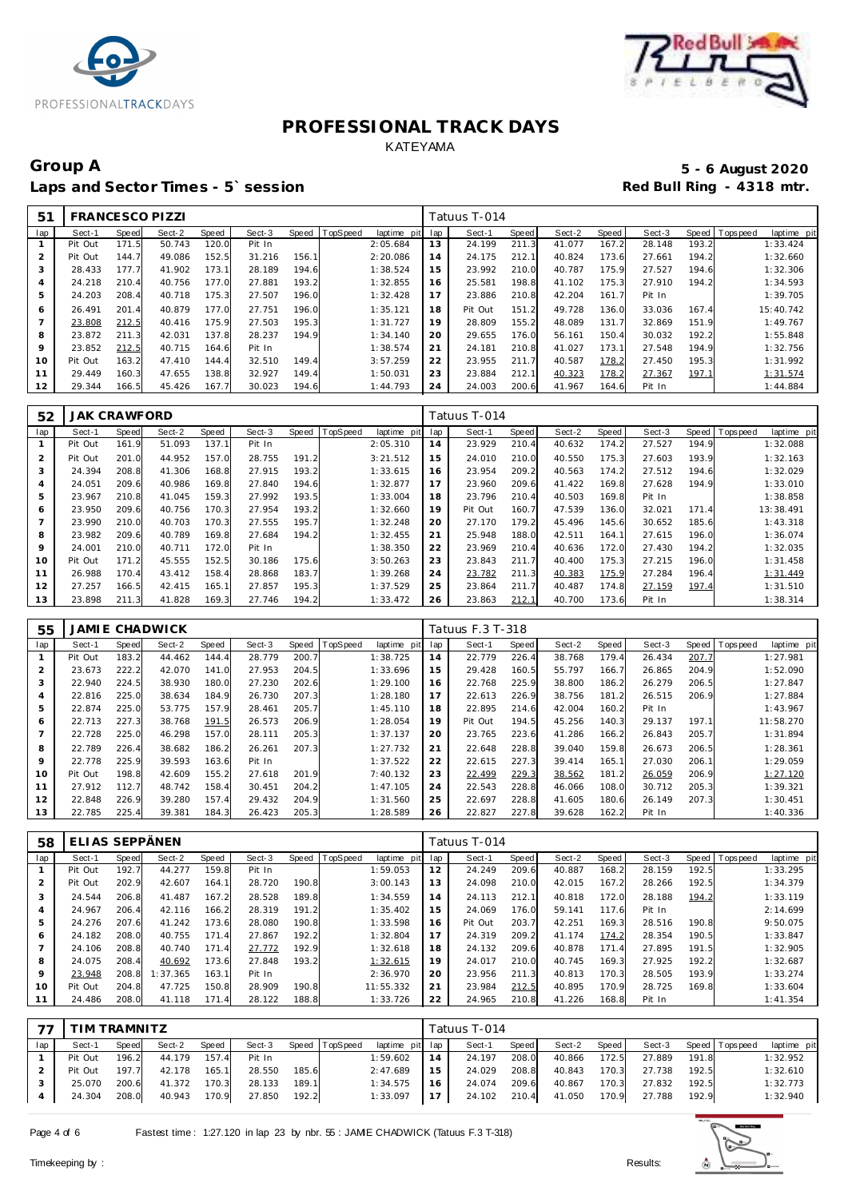# PROFESSIONAL TRACK DAYS

KATEYAMA

## Group A

**Laps and Sector Times - 5` session**

**5 - 6 August 2020**

**Red Bull Ring - 4318 mtr.**

| 51 | FRANCESCO PIZZI | | | | | | | | Tatuus T-014 | | | | | | | | |
|---|---|---|---|---|---|---|---|---|---|---|---|---|---|---|---|---|---|
| lap | Sect-1 | Speed | Sect-2 | Speed | Sect-3 | Speed | TopSpeed | laptime pit | lap | Sect-1 | Speed | Sect-2 | Speed | Sect-3 | Speed | Topspeed | laptime pit |
| 1 | Pit Out | 171.5 | 50.743 | 120.0 | Pit In | | | 2:05.684 | 13 | 24.199 | 211.3 | 41.077 | 167.2 | 28.148 | 193.2 | | 1:33.424 |
| 2 | Pit Out | 144.7 | 49.086 | 152.5 | 31.216 | 156.1 | | 2:20.086 | 14 | 24.175 | 212.1 | 40.824 | 173.6 | 27.661 | 194.2 | | 1:32.660 |
| 3 | 28.433 | 177.7 | 41.902 | 173.1 | 28.189 | 194.6 | | 1:38.524 | 15 | 23.992 | 210.0 | 40.787 | 175.9 | 27.527 | 194.6 | | 1:32.306 |
| 4 | 24.218 | 210.4 | 40.756 | 177.0 | 27.881 | 193.2 | | 1:32.855 | 16 | 25.581 | 198.8 | 41.102 | 175.3 | 27.910 | 194.2 | | 1:34.593 |
| 5 | 24.203 | 208.4 | 40.718 | 175.3 | 27.507 | 196.0 | | 1:32.428 | 17 | 23.886 | 210.8 | 42.204 | 161.7 | Pit In | | | 1:39.705 |
| 6 | 26.491 | 201.4 | 40.879 | 177.0 | 27.751 | 196.0 | | 1:35.121 | 18 | Pit Out | 151.2 | 49.728 | 136.0 | 33.036 | 167.4 | | 15:40.742 |
| 7 | 23.808 | 212.5 | 40.416 | 175.9 | 27.503 | 195.3 | | 1:31.727 | 19 | 28.809 | 155.2 | 48.089 | 131.7 | 32.869 | 151.9 | | 1:49.767 |
| 8 | 23.872 | 211.3 | 42.031 | 137.8 | 28.237 | 194.9 | | 1:34.140 | 20 | 29.655 | 176.0 | 56.161 | 150.4 | 30.032 | 192.2 | | 1:55.848 |
| 9 | 23.852 | 212.5 | 40.715 | 164.6 | Pit In | | | 1:38.574 | 21 | 24.181 | 210.8 | 41.027 | 173.1 | 27.548 | 194.9 | | 1:32.756 |
| 10 | Pit Out | 163.2 | 47.410 | 144.4 | 32.510 | 149.4 | | 3:57.259 | 22 | 23.955 | 211.7 | 40.587 | 178.2 | 27.450 | 195.3 | | 1:31.992 |
| 11 | 29.449 | 160.3 | 47.655 | 138.8 | 32.927 | 149.4 | | 1:50.031 | 23 | 23.884 | 212.1 | 40.323 | 178.2 | 27.367 | 197.1 | | 1:31.574 |
| 12 | 29.344 | 166.5 | 45.426 | 167.7 | 30.023 | 194.6 | | 1:44.793 | 24 | 24.003 | 200.6 | 41.967 | 164.6 | Pit In | | | 1:44.884 |

| 52 | JAK CRAWFORD | | | | | | | | Tatuus T-014 | | | | | | | | |
|---|---|---|---|---|---|---|---|---|---|---|---|---|---|---|---|---|---|
| lap | Sect-1 | Speed | Sect-2 | Speed | Sect-3 | Speed | TopSpeed | laptime pit | lap | Sect-1 | Speed | Sect-2 | Speed | Sect-3 | Speed | Topspeed | laptime pit |
| 1 | Pit Out | 161.9 | 51.093 | 137.1 | Pit In | | | 2:05.310 | 14 | 23.929 | 210.4 | 40.632 | 174.2 | 27.527 | 194.9 | | 1:32.088 |
| 2 | Pit Out | 201.0 | 44.952 | 157.0 | 28.755 | 191.2 | | 3:21.512 | 15 | 24.010 | 210.0 | 40.550 | 175.3 | 27.603 | 193.9 | | 1:32.163 |
| 3 | 24.394 | 208.8 | 41.306 | 168.8 | 27.915 | 193.2 | | 1:33.615 | 16 | 23.954 | 209.2 | 40.563 | 174.2 | 27.512 | 194.6 | | 1:32.029 |
| 4 | 24.051 | 209.6 | 40.986 | 169.8 | 27.840 | 194.6 | | 1:32.877 | 17 | 23.960 | 209.6 | 41.422 | 169.8 | 27.628 | 194.9 | | 1:33.010 |
| 5 | 23.967 | 210.8 | 41.045 | 159.3 | 27.992 | 193.5 | | 1:33.004 | 18 | 23.796 | 210.4 | 40.503 | 169.8 | Pit In | | | 1:38.858 |
| 6 | 23.950 | 209.6 | 40.756 | 170.3 | 27.954 | 193.2 | | 1:32.660 | 19 | Pit Out | 160.7 | 47.539 | 136.0 | 32.021 | 171.4 | | 13:38.491 |
| 7 | 23.990 | 210.0 | 40.703 | 170.3 | 27.555 | 195.7 | | 1:32.248 | 20 | 27.170 | 179.2 | 45.496 | 145.6 | 30.652 | 185.6 | | 1:43.318 |
| 8 | 23.982 | 209.6 | 40.789 | 169.8 | 27.684 | 194.2 | | 1:32.455 | 21 | 25.948 | 188.0 | 42.511 | 164.1 | 27.615 | 196.0 | | 1:36.074 |
| 9 | 24.001 | 210.0 | 40.711 | 172.0 | Pit In | | | 1:38.350 | 22 | 23.969 | 210.4 | 40.636 | 172.0 | 27.430 | 194.2 | | 1:32.035 |
| 10 | Pit Out | 171.2 | 45.555 | 152.5 | 30.186 | 175.6 | | 3:50.263 | 23 | 23.843 | 211.7 | 40.400 | 175.3 | 27.215 | 196.0 | | 1:31.458 |
| 11 | 26.988 | 170.4 | 43.412 | 158.4 | 28.868 | 183.7 | | 1:39.268 | 24 | 23.782 | 211.3 | 40.383 | 175.9 | 27.284 | 196.4 | | 1:31.449 |
| 12 | 27.257 | 166.5 | 42.415 | 165.1 | 27.857 | 195.3 | | 1:37.529 | 25 | 23.864 | 211.7 | 40.487 | 174.8 | 27.159 | 197.4 | | 1:31.510 |
| 13 | 23.898 | 211.3 | 41.828 | 169.3 | 27.746 | 194.2 | | 1:33.472 | 26 | 23.863 | 212.1 | 40.700 | 173.6 | Pit In | | | 1:38.314 |

| 55 | JAMIE CHADWICK | | | | | | | | Tatuus F.3 T-318 | | | | | | | | |
|---|---|---|---|---|---|---|---|---|---|---|---|---|---|---|---|---|---|
| lap | Sect-1 | Speed | Sect-2 | Speed | Sect-3 | Speed | TopSpeed | laptime pit | lap | Sect-1 | Speed | Sect-2 | Speed | Sect-3 | Speed | Topspeed | laptime pit |
| 1 | Pit Out | 183.2 | 44.462 | 144.4 | 28.779 | 200.7 | | 1:38.725 | 14 | 22.779 | 226.4 | 38.768 | 179.4 | 26.434 | 207.7 | | 1:27.981 |
| 2 | 23.673 | 222.2 | 42.070 | 141.0 | 27.953 | 204.5 | | 1:33.696 | 15 | 29.428 | 160.5 | 55.797 | 166.7 | 26.865 | 204.9 | | 1:52.090 |
| 3 | 22.940 | 224.5 | 38.930 | 180.0 | 27.230 | 202.6 | | 1:29.100 | 16 | 22.768 | 225.9 | 38.800 | 186.2 | 26.279 | 206.5 | | 1:27.847 |
| 4 | 22.816 | 225.0 | 38.634 | 184.9 | 26.730 | 207.3 | | 1:28.180 | 17 | 22.613 | 226.9 | 38.756 | 181.2 | 26.515 | 206.9 | | 1:27.884 |
| 5 | 22.874 | 225.0 | 53.775 | 157.9 | 28.461 | 205.7 | | 1:45.110 | 18 | 22.895 | 214.6 | 42.004 | 160.2 | Pit In | | | 1:43.967 |
| 6 | 22.713 | 227.3 | 38.768 | 191.5 | 26.573 | 206.9 | | 1:28.054 | 19 | Pit Out | 194.5 | 45.256 | 140.3 | 29.137 | 197.1 | | 11:58.270 |
| 7 | 22.728 | 225.0 | 46.298 | 157.0 | 28.111 | 205.3 | | 1:37.137 | 20 | 23.765 | 223.6 | 41.286 | 166.2 | 26.843 | 205.7 | | 1:31.894 |
| 8 | 22.789 | 226.4 | 38.682 | 186.2 | 26.261 | 207.3 | | 1:27.732 | 21 | 22.648 | 228.8 | 39.040 | 159.8 | 26.673 | 206.5 | | 1:28.361 |
| 9 | 22.778 | 225.9 | 39.593 | 163.6 | Pit In | | | 1:37.522 | 22 | 22.615 | 227.3 | 39.414 | 165.1 | 27.030 | 206.1 | | 1:29.059 |
| 10 | Pit Out | 198.8 | 42.609 | 155.2 | 27.618 | 201.9 | | 7:40.132 | 23 | 22.499 | 229.3 | 38.562 | 181.2 | 26.059 | 206.9 | | 1:27.120 |
| 11 | 27.912 | 112.7 | 48.742 | 158.4 | 30.451 | 204.2 | | 1:47.105 | 24 | 22.543 | 228.8 | 46.066 | 108.0 | 30.712 | 205.3 | | 1:39.321 |
| 12 | 22.848 | 226.9 | 39.280 | 157.4 | 29.432 | 204.9 | | 1:31.560 | 25 | 22.697 | 228.8 | 41.605 | 180.6 | 26.149 | 207.3 | | 1:30.451 |
| 13 | 22.785 | 225.4 | 39.381 | 184.3 | 26.423 | 205.3 | | 1:28.589 | 26 | 22.827 | 227.8 | 39.628 | 162.2 | Pit In | | | 1:40.336 |

| 58 | ELIAS SEPPÄNEN | | | | | | | | Tatuus T-014 | | | | | | | | |
|---|---|---|---|---|---|---|---|---|---|---|---|---|---|---|---|---|---|
| lap | Sect-1 | Speed | Sect-2 | Speed | Sect-3 | Speed | TopSpeed | laptime pit | lap | Sect-1 | Speed | Sect-2 | Speed | Sect-3 | Speed | Topspeed | laptime pit |
| 1 | Pit Out | 192.7 | 44.277 | 159.8 | Pit In | | | 1:59.053 | 12 | 24.249 | 209.6 | 40.887 | 168.2 | 28.159 | 192.5 | | 1:33.295 |
| 2 | Pit Out | 202.9 | 42.607 | 164.1 | 28.720 | 190.8 | | 3:00.143 | 13 | 24.098 | 210.0 | 42.015 | 167.2 | 28.266 | 192.5 | | 1:34.379 |
| 3 | 24.544 | 206.8 | 41.487 | 167.2 | 28.528 | 189.8 | | 1:34.559 | 14 | 24.113 | 212.1 | 40.818 | 172.0 | 28.188 | 194.2 | | 1:33.119 |
| 4 | 24.967 | 206.4 | 42.116 | 166.2 | 28.319 | 191.2 | | 1:35.402 | 15 | 24.069 | 176.0 | 59.141 | 117.6 | Pit In | | | 2:14.699 |
| 5 | 24.276 | 207.6 | 41.242 | 173.6 | 28.080 | 190.8 | | 1:33.598 | 16 | Pit Out | 203.7 | 42.251 | 169.3 | 28.516 | 190.8 | | 9:50.075 |
| 6 | 24.182 | 208.0 | 40.755 | 171.4 | 27.867 | 192.2 | | 1:32.804 | 17 | 24.319 | 209.2 | 41.174 | 174.2 | 28.354 | 190.5 | | 1:33.847 |
| 7 | 24.106 | 208.8 | 40.740 | 171.4 | 27.772 | 192.9 | | 1:32.618 | 18 | 24.132 | 209.6 | 40.878 | 171.4 | 27.895 | 191.5 | | 1:32.905 |
| 8 | 24.075 | 208.4 | 40.692 | 173.6 | 27.848 | 193.2 | | 1:32.615 | 19 | 24.017 | 210.0 | 40.745 | 169.3 | 27.925 | 192.2 | | 1:32.687 |
| 9 | 23.948 | 208.8 | 1:37.365 | 163.1 | Pit In | | | 2:36.970 | 20 | 23.956 | 211.3 | 40.813 | 170.3 | 28.505 | 193.9 | | 1:33.274 |
| 10 | Pit Out | 204.8 | 47.725 | 150.8 | 28.909 | 190.8 | | 11:55.332 | 21 | 23.984 | 212.5 | 40.895 | 170.9 | 28.725 | 169.8 | | 1:33.604 |
| 11 | 24.486 | 208.0 | 41.118 | 171.4 | 28.122 | 188.8 | | 1:33.726 | 22 | 24.965 | 210.8 | 41.226 | 168.8 | Pit In | | | 1:41.354 |

| 77 | TIM TRAMNITZ | | | | | | | | Tatuus T-014 | | | | | | | | |
|---|---|---|---|---|---|---|---|---|---|---|---|---|---|---|---|---|---|
| lap | Sect-1 | Speed | Sect-2 | Speed | Sect-3 | Speed | TopSpeed | laptime pit | lap | Sect-1 | Speed | Sect-2 | Speed | Sect-3 | Speed | Topspeed | laptime pit |
| 1 | Pit Out | 196.2 | 44.179 | 157.4 | Pit In | | | 1:59.602 | 14 | 24.197 | 208.0 | 40.866 | 172.5 | 27.889 | 191.8 | | 1:32.952 |
| 2 | Pit Out | 197.7 | 42.178 | 165.1 | 28.550 | 185.6 | | 2:47.689 | 15 | 24.029 | 208.8 | 40.843 | 170.3 | 27.738 | 192.5 | | 1:32.610 |
| 3 | 25.070 | 200.6 | 41.372 | 170.3 | 28.133 | 189.1 | | 1:34.575 | 16 | 24.074 | 209.6 | 40.867 | 170.3 | 27.832 | 192.5 | | 1:32.773 |
| 4 | 24.304 | 208.0 | 40.943 | 170.9 | 27.850 | 192.2 | | 1:33.097 | 17 | 24.102 | 210.4 | 41.050 | 170.9 | 27.788 | 192.9 | | 1:32.940 |

Fastest time : 1:27.120 in lap 23 by nbr. 55 : JAMIE CHADWICK (Tatuus F.3 T-318)

Timekeeping by : Results: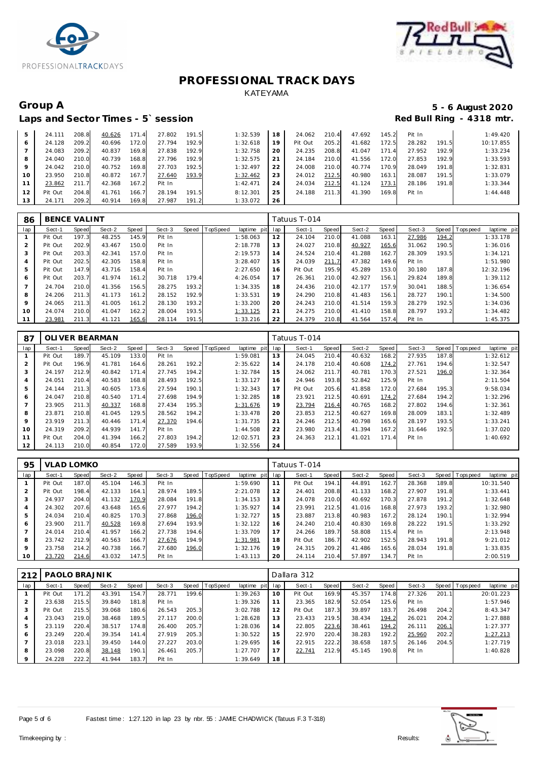# PROFESSIONAL TRACK DAYS

KATEYAMA

## Group A

**5 - 6 August 2020**

### Laps and Sector Times - 5` session

**Red Bull Ring - 4318 mtr.**

| lap | Sect-1 | Speed | Sect-2 | Speed | Sect-3 | Speed | TopSpeed | laptime pit | lap | Sect-1 | Speed | Sect-2 | Speed | Sect-3 | Speed | Topspeed | laptime pit |
|---|---|---|---|---|---|---|---|---|---|---|---|---|---|---|---|---|---|
| 5 | 24.111 | 208.8 | 40.626 | 171.4 | 27.802 | 191.5 | | 1:32.539 | 18 | 24.062 | 210.4 | 47.692 | 145.2 | Pit In | | | 1:49.420 |
| 6 | 24.128 | 209.2 | 40.696 | 172.0 | 27.794 | 192.9 | | 1:32.618 | 19 | Pit Out | 205.2 | 41.682 | 172.5 | 28.282 | 191.5 | | 10:17.855 |
| 7 | 24.083 | 209.2 | 40.837 | 169.8 | 27.838 | 192.9 | | 1:32.758 | 20 | 24.235 | 208.8 | 41.047 | 171.4 | 27.952 | 192.9 | | 1:33.234 |
| 8 | 24.040 | 210.0 | 40.739 | 168.8 | 27.796 | 192.9 | | 1:32.575 | 21 | 24.184 | 210.0 | 41.556 | 172.0 | 27.853 | 192.9 | | 1:33.593 |
| 9 | 24.042 | 210.0 | 40.752 | 169.8 | 27.703 | 192.5 | | 1:32.497 | 22 | 24.008 | 210.0 | 40.774 | 170.9 | 28.049 | 191.8 | | 1:32.831 |
| 10 | 23.950 | 210.8 | 40.872 | 167.7 | 27.640 | 193.9 | | 1:32.462 | 23 | 24.012 | 212.5 | 40.980 | 163.1 | 28.087 | 191.5 | | 1:33.079 |
| 11 | 23.862 | 211.7 | 42.368 | 167.2 | Pit In | | | 1:42.471 | 24 | 24.034 | 212.5 | 41.124 | 173.1 | 28.186 | 191.8 | | 1:33.344 |
| 12 | Pit Out | 204.8 | 41.761 | 166.7 | 28.194 | 191.5 | | 8:12.301 | 25 | 24.188 | 211.3 | 41.390 | 169.8 | Pit In | | | 1:44.448 |
| 13 | 24.171 | 209.2 | 40.914 | 169.8 | 27.987 | 191.2 | | 1:33.072 | 26 | | | | | | | | |

| 86 | BENCE VALINT | | | | | | | | Tatuus T-014 | | | | | | | | |
|---|---|---|---|---|---|---|---|---|---|---|---|---|---|---|---|---|---|
| lap | Sect-1 | Speed | Sect-2 | Speed | Sect-3 | Speed | TopSpeed | laptime pit | lap | Sect-1 | Speed | Sect-2 | Speed | Sect-3 | Speed | Topspeed | laptime pit |
| 1 | Pit Out | 197.3 | 48.255 | 145.9 | Pit In | | | 1:58.063 | 12 | 24.104 | 210.0 | 41.088 | 163.1 | 27.986 | 194.2 | | 1:33.178 |
| 2 | Pit Out | 202.9 | 43.467 | 150.0 | Pit In | | | 2:18.778 | 13 | 24.027 | 210.8 | 40.927 | 165.6 | 31.062 | 190.5 | | 1:36.016 |
| 3 | Pit Out | 203.3 | 42.341 | 157.0 | Pit In | | | 2:19.573 | 14 | 24.524 | 210.4 | 41.288 | 162.7 | 28.309 | 193.5 | | 1:34.121 |
| 4 | Pit Out | 202.5 | 42.305 | 158.8 | Pit In | | | 3:28.407 | 15 | 24.039 | 211.7 | 47.382 | 149.6 | Pit In | | | 1:51.980 |
| 5 | Pit Out | 147.9 | 43.716 | 158.4 | Pit In | | | 2:27.650 | 16 | Pit Out | 195.9 | 45.289 | 153.0 | 30.180 | 187.8 | | 12:32.196 |
| 6 | Pit Out | 203.7 | 41.974 | 161.2 | 30.718 | 179.4 | | 4:26.054 | 17 | 26.361 | 210.0 | 42.927 | 156.1 | 29.824 | 189.8 | | 1:39.112 |
| 7 | 24.704 | 210.0 | 41.356 | 156.5 | 28.275 | 193.2 | | 1:34.335 | 18 | 24.436 | 210.0 | 42.177 | 157.9 | 30.041 | 188.5 | | 1:36.654 |
| 8 | 24.206 | 211.3 | 41.173 | 161.2 | 28.152 | 192.9 | | 1:33.531 | 19 | 24.290 | 210.8 | 41.483 | 156.1 | 28.727 | 190.1 | | 1:34.500 |
| 9 | 24.065 | 211.3 | 41.005 | 161.2 | 28.130 | 193.2 | | 1:33.200 | 20 | 24.243 | 210.0 | 41.514 | 159.3 | 28.279 | 192.5 | | 1:34.036 |
| 10 | 24.074 | 210.0 | 41.047 | 162.2 | 28.004 | 193.5 | | 1:33.125 | 21 | 24.275 | 210.0 | 41.410 | 158.8 | 28.797 | 193.2 | | 1:34.482 |
| 11 | 23.981 | 211.3 | 41.121 | 165.6 | 28.114 | 191.5 | | 1:33.216 | 22 | 24.379 | 210.8 | 41.564 | 157.4 | Pit In | | | 1:45.375 |

| 87 | OLIVER BEARMAN | | | | | | | | Tatuus T-014 | | | | | | | | |
|---|---|---|---|---|---|---|---|---|---|---|---|---|---|---|---|---|---|
| lap | Sect-1 | Speed | Sect-2 | Speed | Sect-3 | Speed | TopSpeed | laptime pit | lap | Sect-1 | Speed | Sect-2 | Speed | Sect-3 | Speed | Topspeed | laptime pit |
| 1 | Pit Out | 189.7 | 45.109 | 133.0 | Pit In | | | 1:59.081 | 13 | 24.045 | 210.4 | 40.632 | 168.2 | 27.935 | 187.8 | | 1:32.612 |
| 2 | Pit Out | 196.9 | 41.781 | 164.6 | 28.261 | 192.2 | | 2:35.622 | 14 | 24.178 | 210.4 | 40.608 | 174.2 | 27.761 | 194.6 | | 1:32.547 |
| 3 | 24.197 | 212.9 | 40.842 | 171.4 | 27.745 | 194.2 | | 1:32.784 | 15 | 24.062 | 211.7 | 40.781 | 170.3 | 27.521 | 196.0 | | 1:32.364 |
| 4 | 24.051 | 210.4 | 40.583 | 168.8 | 28.493 | 192.5 | | 1:33.127 | 16 | 24.946 | 193.8 | 52.842 | 125.9 | Pit In | | | 2:11.504 |
| 5 | 24.144 | 211.3 | 40.605 | 173.6 | 27.594 | 190.1 | | 1:32.343 | 17 | Pit Out | 205.6 | 41.858 | 172.0 | 27.684 | 195.3 | | 9:58.034 |
| 6 | 24.047 | 210.8 | 40.540 | 171.4 | 27.698 | 194.9 | | 1:32.285 | 18 | 23.921 | 212.5 | 40.691 | 174.2 | 27.684 | 194.2 | | 1:32.296 |
| 7 | 23.905 | 211.3 | 40.337 | 168.8 | 27.434 | 195.3 | | 1:31.676 | 19 | 23.794 | 216.4 | 40.765 | 168.2 | 27.802 | 194.6 | | 1:32.361 |
| 8 | 23.871 | 210.8 | 41.045 | 129.5 | 28.562 | 194.2 | | 1:33.478 | 20 | 23.853 | 212.5 | 40.627 | 169.8 | 28.009 | 183.1 | | 1:32.489 |
| 9 | 23.919 | 211.3 | 40.446 | 171.4 | 27.370 | 194.6 | | 1:31.735 | 21 | 24.246 | 212.5 | 40.798 | 165.6 | 28.197 | 193.5 | | 1:33.241 |
| 10 | 24.319 | 209.2 | 44.939 | 141.7 | Pit In | | | 1:44.508 | 22 | 23.980 | 213.4 | 41.394 | 167.2 | 31.646 | 192.5 | | 1:37.020 |
| 11 | Pit Out | 204.0 | 41.394 | 166.2 | 27.803 | 194.2 | | 12:02.571 | 23 | 24.363 | 212.1 | 41.021 | 171.4 | Pit In | | | 1:40.692 |
| 12 | 24.113 | 210.0 | 40.854 | 172.0 | 27.589 | 193.9 | | 1:32.556 | 24 | | | | | | | | |

| 95 | VLAD LOMKO | | | | | | | | Tatuus T-014 | | | | | | | | |
|---|---|---|---|---|---|---|---|---|---|---|---|---|---|---|---|---|---|
| lap | Sect-1 | Speed | Sect-2 | Speed | Sect-3 | Speed | TopSpeed | laptime pit | lap | Sect-1 | Speed | Sect-2 | Speed | Sect-3 | Speed | Topspeed | laptime pit |
| 1 | Pit Out | 187.0 | 45.104 | 146.3 | Pit In | | | 1:59.690 | 11 | Pit Out | 194.1 | 44.891 | 162.7 | 28.368 | 189.8 | | 10:31.540 |
| 2 | Pit Out | 198.4 | 42.133 | 164.1 | 28.974 | 189.5 | | 2:21.078 | 12 | 24.401 | 208.8 | 41.133 | 168.2 | 27.907 | 191.8 | | 1:33.441 |
| 3 | 24.937 | 204.0 | 41.132 | 170.9 | 28.084 | 191.8 | | 1:34.153 | 13 | 24.078 | 210.0 | 40.692 | 170.3 | 27.878 | 191.2 | | 1:32.648 |
| 4 | 24.302 | 207.6 | 43.648 | 165.6 | 27.977 | 194.2 | | 1:35.927 | 14 | 23.991 | 212.5 | 41.016 | 168.8 | 27.973 | 193.2 | | 1:32.980 |
| 5 | 24.034 | 210.4 | 40.825 | 170.3 | 27.868 | 196.0 | | 1:32.727 | 15 | 23.887 | 213.8 | 40.983 | 167.2 | 28.124 | 190.1 | | 1:32.994 |
| 6 | 23.900 | 211.7 | 40.528 | 169.8 | 27.694 | 193.9 | | 1:32.122 | 16 | 24.240 | 210.4 | 40.830 | 169.8 | 28.222 | 191.5 | | 1:33.292 |
| 7 | 24.014 | 210.4 | 41.957 | 166.2 | 27.738 | 194.6 | | 1:33.709 | 17 | 24.266 | 189.7 | 58.808 | 115.4 | Pit In | | | 2:13.948 |
| 8 | 23.742 | 212.9 | 40.563 | 166.7 | 27.676 | 194.9 | | 1:31.981 | 18 | Pit Out | 186.7 | 42.902 | 152.5 | 28.943 | 191.8 | | 9:21.012 |
| 9 | 23.758 | 214.2 | 40.738 | 166.7 | 27.680 | 196.0 | | 1:32.176 | 19 | 24.315 | 209.2 | 41.486 | 165.6 | 28.034 | 191.8 | | 1:33.835 |
| 10 | 23.720 | 214.6 | 43.032 | 147.5 | Pit In | | | 1:43.113 | 20 | 24.114 | 210.4 | 57.897 | 134.7 | Pit In | | | 2:00.519 |

| 212 | PAOLO BRAJNIK | | | | | | | | Dallara 312 | | | | | | | | |
|---|---|---|---|---|---|---|---|---|---|---|---|---|---|---|---|---|---|
| lap | Sect-1 | Speed | Sect-2 | Speed | Sect-3 | Speed | TopSpeed | laptime pit | lap | Sect-1 | Speed | Sect-2 | Speed | Sect-3 | Speed | Topspeed | laptime pit |
| 1 | Pit Out | 171.2 | 43.391 | 154.7 | 28.771 | 199.6 | | 1:39.263 | 10 | Pit Out | 169.9 | 45.357 | 174.8 | 27.326 | 201.1 | | 20:01.223 |
| 2 | 23.638 | 215.5 | 39.840 | 181.8 | Pit In | | | 1:39.326 | 11 | 23.365 | 182.9 | 52.054 | 125.6 | Pit In | | | 1:57.946 |
| 3 | Pit Out | 215.5 | 39.068 | 180.6 | 26.543 | 205.3 | | 3:02.788 | 12 | Pit Out | 187.3 | 39.897 | 183.7 | 26.498 | 204.2 | | 8:43.347 |
| 4 | 23.043 | 219.0 | 38.468 | 189.5 | 27.117 | 200.0 | | 1:28.628 | 13 | 23.433 | 219.5 | 38.434 | 194.2 | 26.021 | 204.2 | | 1:27.888 |
| 5 | 23.119 | 220.4 | 38.517 | 174.8 | 26.400 | 205.7 | | 1:28.036 | 14 | 22.805 | 223.6 | 38.461 | 194.2 | 26.111 | 206.1 | | 1:27.377 |
| 6 | 23.249 | 220.4 | 39.354 | 141.4 | 27.919 | 205.3 | | 1:30.522 | 15 | 22.970 | 220.4 | 38.283 | 192.2 | 25.960 | 202.2 | | 1:27.213 |
| 7 | 23.018 | 223.1 | 39.450 | 144.0 | 27.227 | 203.0 | | 1:29.695 | 16 | 22.915 | 222.2 | 38.658 | 187.5 | 26.146 | 204.5 | | 1:27.719 |
| 8 | 23.098 | 220.8 | 38.148 | 190.1 | 26.461 | 205.7 | | 1:27.707 | 17 | 22.741 | 212.9 | 45.145 | 190.8 | Pit In | | | 1:40.828 |
| 9 | 24.228 | 222.2 | 41.944 | 183.7 | Pit In | | | 1:39.649 | 18 | | | | | | | | |

Fastest time : 1:27.120 in lap 23 by nbr. 55 : JAMIE CHADWICK (Tatuus F.3 T-318)

Timekeeping by :

Results: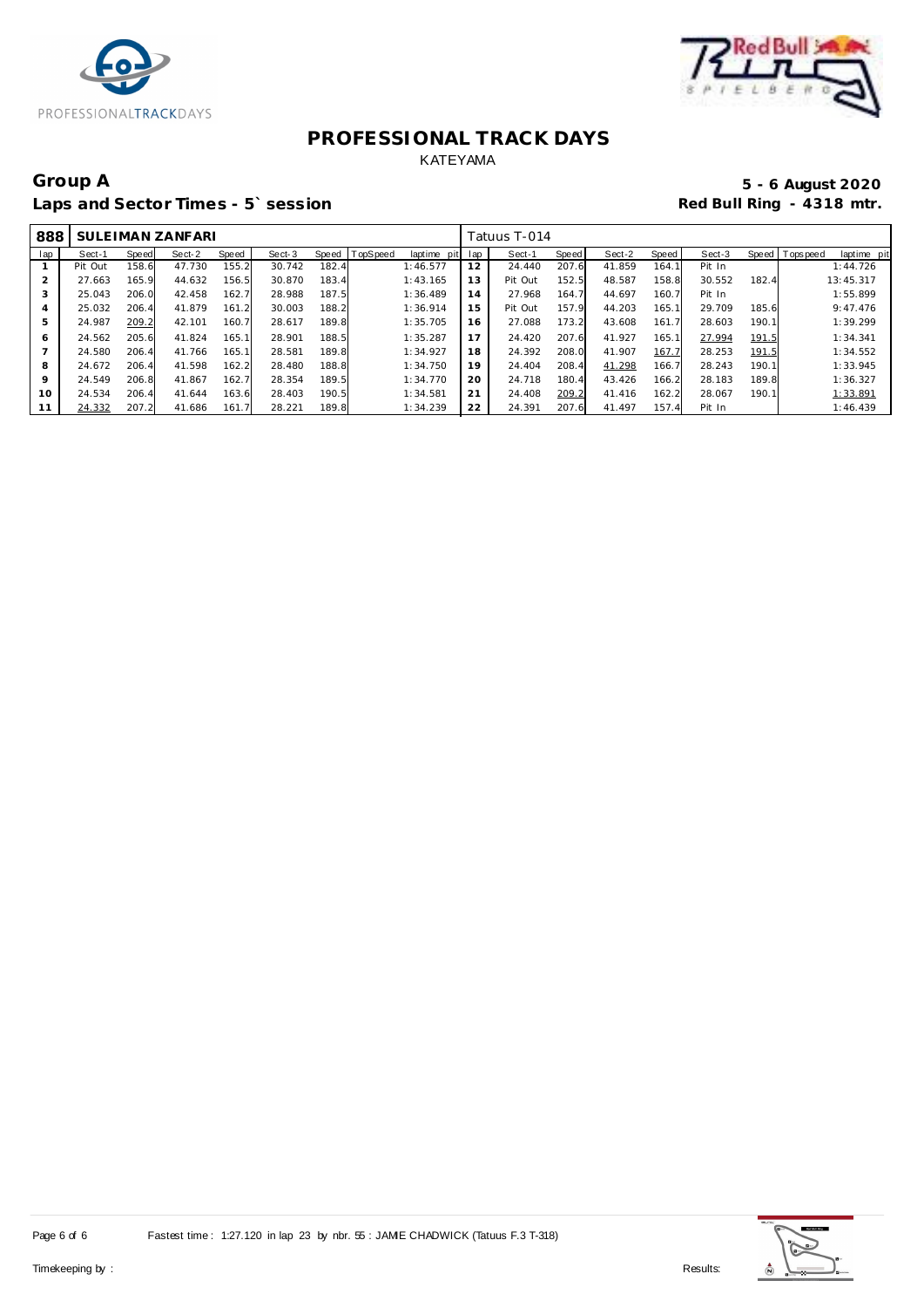# PROFESSIONAL TRACK DAYS

KATEYAMA

## Group A

**5 - 6 August 2020**

### Laps and Sector Times - 5` session

**Red Bull Ring - 4318 mtr.**

| 888 | SULEIMAN ZANFARI | | | | | | | | Tatuus T-014 | | | | | | | | |
|---|---|---|---|---|---|---|---|---|---|---|---|---|---|---|---|---|---|
| lap | Sect-1 | Speed | Sect-2 | Speed | Sect-3 | Speed | TopSpeed | laptime pit | lap | Sect-1 | Speed | Sect-2 | Speed | Sect-3 | Speed | Topspeed | laptime pit |
| 1 | Pit Out | 158.6 | 47.730 | 155.2 | 30.742 | 182.4 | | 1:46.577 | 12 | 24.440 | 207.6 | 41.859 | 164.1 | Pit In | | | 1:44.726 |
| 2 | 27.663 | 165.9 | 44.632 | 156.5 | 30.870 | 183.4 | | 1:43.165 | 13 | Pit Out | 152.5 | 48.587 | 158.8 | 30.552 | 182.4 | | 13:45.317 |
| 3 | 25.043 | 206.0 | 42.458 | 162.7 | 28.988 | 187.5 | | 1:36.489 | 14 | 27.968 | 164.7 | 44.697 | 160.7 | Pit In | | | 1:55.899 |
| 4 | 25.032 | 206.4 | 41.879 | 161.2 | 30.003 | 188.2 | | 1:36.914 | 15 | Pit Out | 157.9 | 44.203 | 165.1 | 29.709 | 185.6 | | 9:47.476 |
| 5 | 24.987 | 209.2 | 42.101 | 160.7 | 28.617 | 189.8 | | 1:35.705 | 16 | 27.088 | 173.2 | 43.608 | 161.7 | 28.603 | 190.1 | | 1:39.299 |
| 6 | 24.562 | 205.6 | 41.824 | 165.1 | 28.901 | 188.5 | | 1:35.287 | 17 | 24.420 | 207.6 | 41.927 | 165.1 | 27.994 | 191.5 | | 1:34.341 |
| 7 | 24.580 | 206.4 | 41.766 | 165.1 | 28.581 | 189.8 | | 1:34.927 | 18 | 24.392 | 208.0 | 41.907 | 167.7 | 28.253 | 191.5 | | 1:34.552 |
| 8 | 24.672 | 206.4 | 41.598 | 162.2 | 28.480 | 188.8 | | 1:34.750 | 19 | 24.404 | 208.4 | 41.298 | 166.7 | 28.243 | 190.1 | | 1:33.945 |
| 9 | 24.549 | 206.8 | 41.867 | 162.7 | 28.354 | 189.5 | | 1:34.770 | 20 | 24.718 | 180.4 | 43.426 | 166.2 | 28.183 | 189.8 | | 1:36.327 |
| 10 | 24.534 | 206.4 | 41.644 | 163.6 | 28.403 | 190.5 | | 1:34.581 | 21 | 24.408 | 209.2 | 41.416 | 162.2 | 28.067 | 190.1 | | 1:33.891 |
| 11 | 24.332 | 207.2 | 41.686 | 161.7 | 28.221 | 189.8 | | 1:34.239 | 22 | 24.391 | 207.6 | 41.497 | 157.4 | Pit In | | | 1:46.439 |

Fastest time : 1:27.120 in lap 23 by nbr. 55 : JAMIE CHADWICK (Tatuus F.3 T-318)

Timekeeping by :

Results: